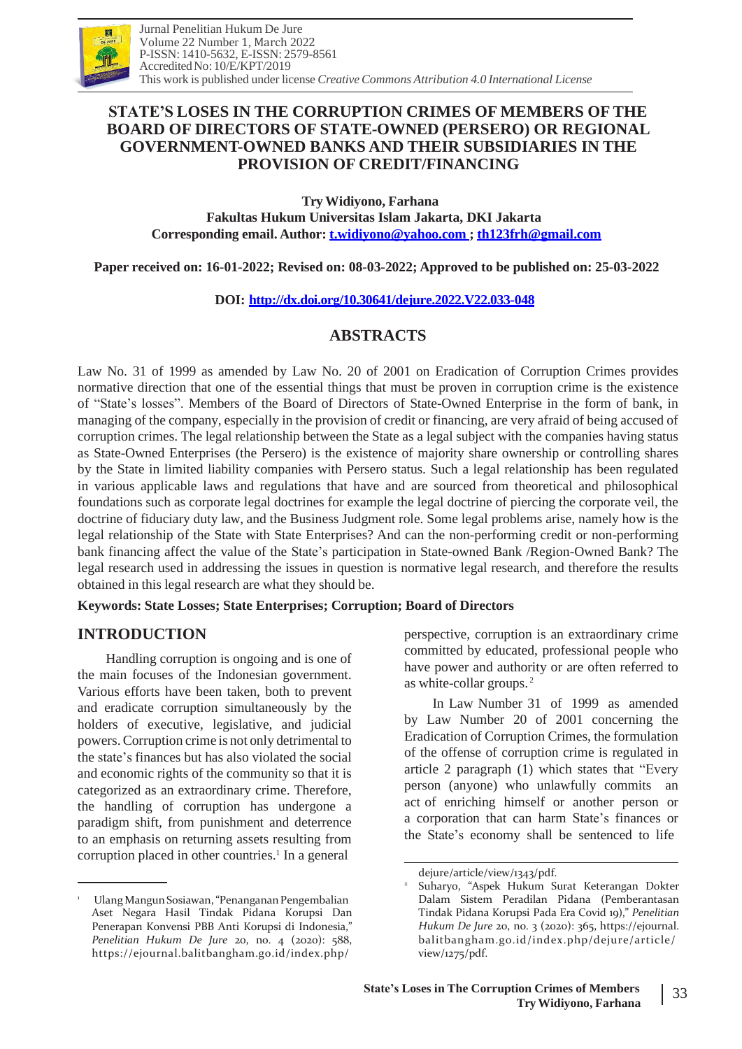Jurnal Penelitian Hukum De Jure
Volume 22 Number 1, March 2022
P-ISSN: 1410-5632, E-ISSN: 2579-8561
Accredited No: 10/E/KPT/2019
This work is published under license *Creative Commons Attribution 4.0 International License*

# STATE'S LOSES IN THE CORRUPTION CRIMES OF MEMBERS OF THE BOARD OF DIRECTORS OF STATE-OWNED (PERSERO) OR REGIONAL GOVERNMENT-OWNED BANKS AND THEIR SUBSIDIARIES IN THE PROVISION OF CREDIT/FINANCING

**Try Widiyono, Farhana**
**Fakultas Hukum Universitas Islam Jakarta, DKI Jakarta**
**Corresponding email. Author: t.widiyono@yahoo.com ; th123frh@gmail.com**

**Paper received on: 16-01-2022; Revised on: 08-03-2022; Approved to be published on: 25-03-2022**

**DOI: http://dx.doi.org/10.30641/dejure.2022.V22.033-048**

## ABSTRACTS

Law No. 31 of 1999 as amended by Law No. 20 of 2001 on Eradication of Corruption Crimes provides normative direction that one of the essential things that must be proven in corruption crime is the existence of "State's losses". Members of the Board of Directors of State-Owned Enterprise in the form of bank, in managing of the company, especially in the provision of credit or financing, are very afraid of being accused of corruption crimes. The legal relationship between the State as a legal subject with the companies having status as State-Owned Enterprises (the Persero) is the existence of majority share ownership or controlling shares by the State in limited liability companies with Persero status. Such a legal relationship has been regulated in various applicable laws and regulations that have and are sourced from theoretical and philosophical foundations such as corporate legal doctrines for example the legal doctrine of piercing the corporate veil, the doctrine of fiduciary duty law, and the Business Judgment role. Some legal problems arise, namely how is the legal relationship of the State with State Enterprises? And can the non-performing credit or non-performing bank financing affect the value of the State's participation in State-owned Bank /Region-Owned Bank? The legal research used in addressing the issues in question is normative legal research, and therefore the results obtained in this legal research are what they should be.

**Keywords: State Losses; State Enterprises; Corruption; Board of Directors**

## INTRODUCTION

Handling corruption is ongoing and is one of the main focuses of the Indonesian government. Various efforts have been taken, both to prevent and eradicate corruption simultaneously by the holders of executive, legislative, and judicial powers. Corruption crime is not only detrimental to the state's finances but has also violated the social and economic rights of the community so that it is categorized as an extraordinary crime. Therefore, the handling of corruption has undergone a paradigm shift, from punishment and deterrence to an emphasis on returning assets resulting from corruption placed in other countries.[1] In a general perspective, corruption is an extraordinary crime committed by educated, professional people who have power and authority or are often referred to as white-collar groups.[2]

In Law Number 31 of 1999 as amended by Law Number 20 of 2001 concerning the Eradication of Corruption Crimes, the formulation of the offense of corruption crime is regulated in article 2 paragraph (1) which states that "Every person (anyone) who unlawfully commits an act of enriching himself or another person or a corporation that can harm State's finances or the State's economy shall be sentenced to life

---

[1] Ulang Mangun Sosiawan, "Penanganan Pengembalian Aset Negara Hasil Tindak Pidana Korupsi Dan Penerapan Konvensi PBB Anti Korupsi di Indonesia," *Penelitian Hukum De Jure* 20, no. 4 (2020): 588, https://ejournal.balitbangham.go.id/index.php/dejure/article/view/1343/pdf.

[2] Suharyo, "Aspek Hukum Surat Keterangan Dokter Dalam Sistem Peradilan Pidana (Pemberantasan Tindak Pidana Korupsi Pada Era Covid 19)," *Penelitian Hukum De Jure* 20, no. 3 (2020): 365, https://ejournal.balitbangham.go.id/index.php/dejure/article/view/1275/pdf.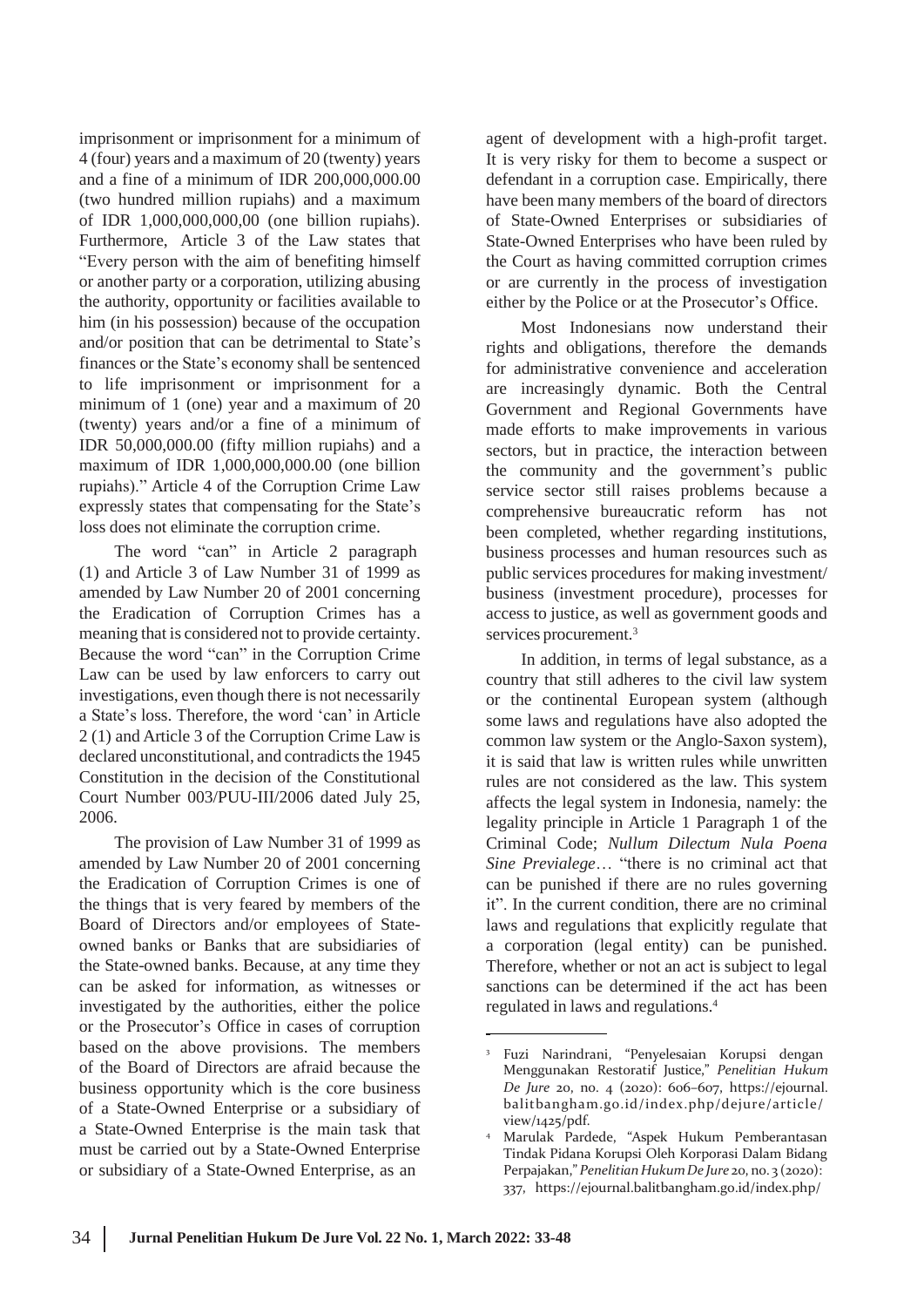imprisonment or imprisonment for a minimum of 4 (four) years and a maximum of 20 (twenty) years and a fine of a minimum of IDR 200,000,000.00 (two hundred million rupiahs) and a maximum of IDR 1,000,000,000,00 (one billion rupiahs). Furthermore, Article 3 of the Law states that "Every person with the aim of benefiting himself or another party or a corporation, utilizing abusing the authority, opportunity or facilities available to him (in his possession) because of the occupation and/or position that can be detrimental to State's finances or the State's economy shall be sentenced to life imprisonment or imprisonment for a minimum of 1 (one) year and a maximum of 20 (twenty) years and/or a fine of a minimum of IDR 50,000,000.00 (fifty million rupiahs) and a maximum of IDR 1,000,000,000.00 (one billion rupiahs)." Article 4 of the Corruption Crime Law expressly states that compensating for the State's loss does not eliminate the corruption crime.

The word "can" in Article 2 paragraph (1) and Article 3 of Law Number 31 of 1999 as amended by Law Number 20 of 2001 concerning the Eradication of Corruption Crimes has a meaning that is considered not to provide certainty. Because the word "can" in the Corruption Crime Law can be used by law enforcers to carry out investigations, even though there is not necessarily a State's loss. Therefore, the word 'can' in Article 2 (1) and Article 3 of the Corruption Crime Law is declared unconstitutional, and contradicts the 1945 Constitution in the decision of the Constitutional Court Number 003/PUU-III/2006 dated July 25, 2006.

The provision of Law Number 31 of 1999 as amended by Law Number 20 of 2001 concerning the Eradication of Corruption Crimes is one of the things that is very feared by members of the Board of Directors and/or employees of State-owned banks or Banks that are subsidiaries of the State-owned banks. Because, at any time they can be asked for information, as witnesses or investigated by the authorities, either the police or the Prosecutor's Office in cases of corruption based on the above provisions. The members of the Board of Directors are afraid because the business opportunity which is the core business of a State-Owned Enterprise or a subsidiary of a State-Owned Enterprise is the main task that must be carried out by a State-Owned Enterprise or subsidiary of a State-Owned Enterprise, as an agent of development with a high-profit target. It is very risky for them to become a suspect or defendant in a corruption case. Empirically, there have been many members of the board of directors of State-Owned Enterprises or subsidiaries of State-Owned Enterprises who have been ruled by the Court as having committed corruption crimes or are currently in the process of investigation either by the Police or at the Prosecutor's Office.

Most Indonesians now understand their rights and obligations, therefore the demands for administrative convenience and acceleration are increasingly dynamic. Both the Central Government and Regional Governments have made efforts to make improvements in various sectors, but in practice, the interaction between the community and the government's public service sector still raises problems because a comprehensive bureaucratic reform has not been completed, whether regarding institutions, business processes and human resources such as public services procedures for making investment/ business (investment procedure), processes for access to justice, as well as government goods and services procurement.[3]

In addition, in terms of legal substance, as a country that still adheres to the civil law system or the continental European system (although some laws and regulations have also adopted the common law system or the Anglo-Saxon system), it is said that law is written rules while unwritten rules are not considered as the law. This system affects the legal system in Indonesia, namely: the legality principle in Article 1 Paragraph 1 of the Criminal Code; *Nullum Dilectum Nula Poena Sine Previalege*… "there is no criminal act that can be punished if there are no rules governing it". In the current condition, there are no criminal laws and regulations that explicitly regulate that a corporation (legal entity) can be punished. Therefore, whether or not an act is subject to legal sanctions can be determined if the act has been regulated in laws and regulations.[4]

---

[3] Fuzi Narindrani, "Penyelesaian Korupsi dengan Menggunakan Restoratif Justice," *Penelitian Hukum De Jure* 20, no. 4 (2020): 606–607, https://ejournal.balitbangham.go.id/index.php/dejure/article/view/1425/pdf.

[4] Marulak Pardede, "Aspek Hukum Pemberantasan Tindak Pidana Korupsi Oleh Korporasi Dalam Bidang Perpajakan," *Penelitian Hukum De Jure* 20, no. 3 (2020): 337, https://ejournal.balitbangham.go.id/index.php/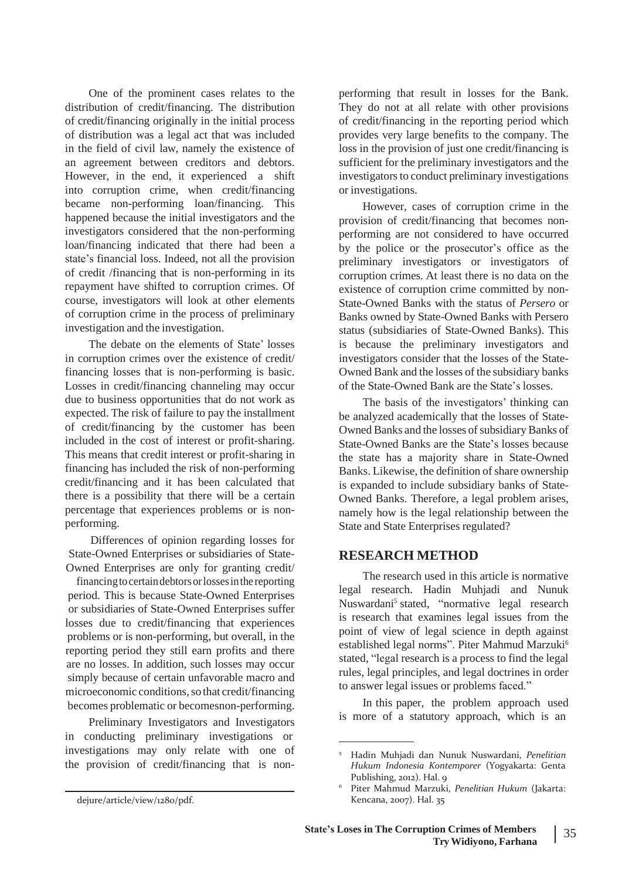One of the prominent cases relates to the distribution of credit/financing. The distribution of credit/financing originally in the initial process of distribution was a legal act that was included in the field of civil law, namely the existence of an agreement between creditors and debtors. However, in the end, it experienced a shift into corruption crime, when credit/financing became non-performing loan/financing. This happened because the initial investigators and the investigators considered that the non-performing loan/financing indicated that there had been a state's financial loss. Indeed, not all the provision of credit /financing that is non-performing in its repayment have shifted to corruption crimes. Of course, investigators will look at other elements of corruption crime in the process of preliminary investigation and the investigation.

The debate on the elements of State' losses in corruption crimes over the existence of credit/financing losses that is non-performing is basic. Losses in credit/financing channeling may occur due to business opportunities that do not work as expected. The risk of failure to pay the installment of credit/financing by the customer has been included in the cost of interest or profit-sharing. This means that credit interest or profit-sharing in financing has included the risk of non-performing credit/financing and it has been calculated that there is a possibility that there will be a certain percentage that experiences problems or is non-performing.

Differences of opinion regarding losses for State-Owned Enterprises or subsidiaries of State-Owned Enterprises are only for granting credit/financing to certain debtors or losses in the reporting period. This is because State-Owned Enterprises or subsidiaries of State-Owned Enterprises suffer losses due to credit/financing that experiences problems or is non-performing, but overall, in the reporting period they still earn profits and there are no losses. In addition, such losses may occur simply because of certain unfavorable macro and microeconomic conditions, so that credit/financing becomes problematic or becomesnon-performing.

Preliminary Investigators and Investigators in conducting preliminary investigations or investigations may only relate with one of the provision of credit/financing that is non-performing that result in losses for the Bank. They do not at all relate with other provisions of credit/financing in the reporting period which provides very large benefits to the company. The loss in the provision of just one credit/financing is sufficient for the preliminary investigators and the investigators to conduct preliminary investigations or investigations.

However, cases of corruption crime in the provision of credit/financing that becomes non-performing are not considered to have occurred by the police or the prosecutor's office as the preliminary investigators or investigators of corruption crimes. At least there is no data on the existence of corruption crime committed by non-State-Owned Banks with the status of *Persero* or Banks owned by State-Owned Banks with Persero status (subsidiaries of State-Owned Banks). This is because the preliminary investigators and investigators consider that the losses of the State-Owned Bank and the losses of the subsidiary banks of the State-Owned Bank are the State's losses.

The basis of the investigators' thinking can be analyzed academically that the losses of State-Owned Banks and the losses of subsidiary Banks of State-Owned Banks are the State's losses because the state has a majority share in State-Owned Banks. Likewise, the definition of share ownership is expanded to include subsidiary banks of State-Owned Banks. Therefore, a legal problem arises, namely how is the legal relationship between the State and State Enterprises regulated?

## RESEARCH METHOD

The research used in this article is normative legal research. Hadin Muhjadi and Nunuk Nuswardani[5] stated, "normative legal research is research that examines legal issues from the point of view of legal science in depth against established legal norms". Piter Mahmud Marzuki[6] stated, "legal research is a process to find the legal rules, legal principles, and legal doctrines in order to answer legal issues or problems faced."

In this paper, the problem approach used is more of a statutory approach, which is an

---

dejure/article/view/1280/pdf.

[5] Hadin Muhjadi dan Nunuk Nuswardani, *Penelitian Hukum Indonesia Kontemporer* (Yogyakarta: Genta Publishing, 2012). Hal. 9

[6] Piter Mahmud Marzuki, *Penelitian Hukum* (Jakarta: Kencana, 2007). Hal. 35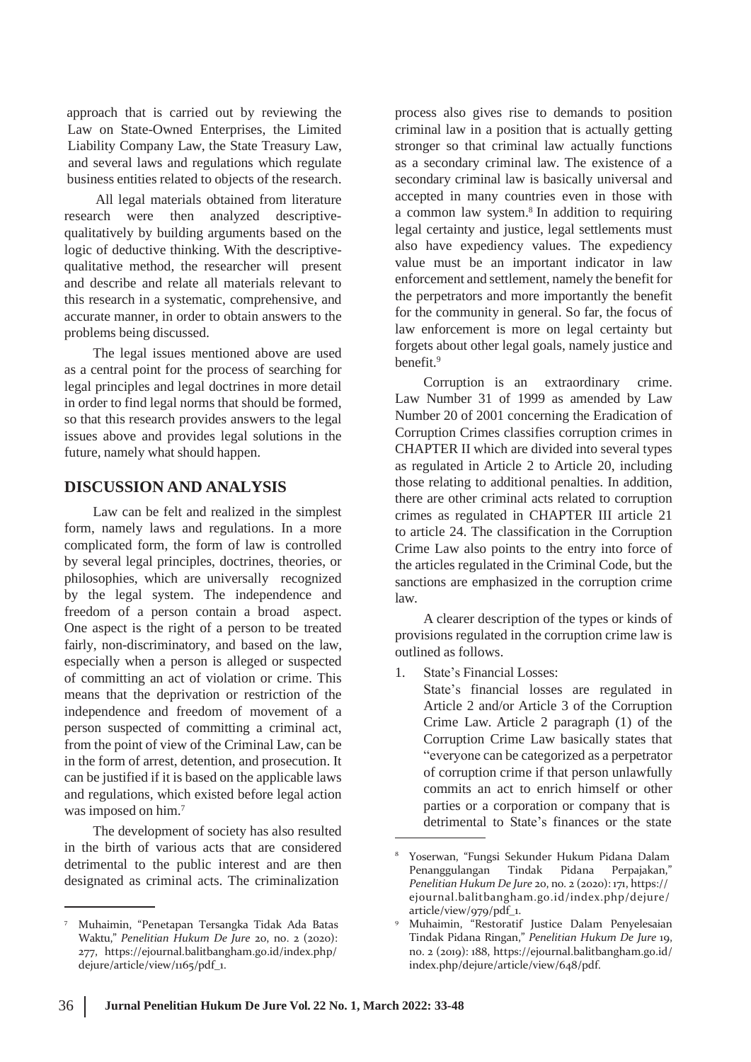approach that is carried out by reviewing the Law on State-Owned Enterprises, the Limited Liability Company Law, the State Treasury Law, and several laws and regulations which regulate business entities related to objects of the research.

All legal materials obtained from literature research were then analyzed descriptive-qualitatively by building arguments based on the logic of deductive thinking. With the descriptive-qualitative method, the researcher will present and describe and relate all materials relevant to this research in a systematic, comprehensive, and accurate manner, in order to obtain answers to the problems being discussed.

The legal issues mentioned above are used as a central point for the process of searching for legal principles and legal doctrines in more detail in order to find legal norms that should be formed, so that this research provides answers to the legal issues above and provides legal solutions in the future, namely what should happen.

## DISCUSSION AND ANALYSIS

Law can be felt and realized in the simplest form, namely laws and regulations. In a more complicated form, the form of law is controlled by several legal principles, doctrines, theories, or philosophies, which are universally recognized by the legal system. The independence and freedom of a person contain a broad aspect. One aspect is the right of a person to be treated fairly, non-discriminatory, and based on the law, especially when a person is alleged or suspected of committing an act of violation or crime. This means that the deprivation or restriction of the independence and freedom of movement of a person suspected of committing a criminal act, from the point of view of the Criminal Law, can be in the form of arrest, detention, and prosecution. It can be justified if it is based on the applicable laws and regulations, which existed before legal action was imposed on him.[7]

The development of society has also resulted in the birth of various acts that are considered detrimental to the public interest and are then designated as criminal acts. The criminalization process also gives rise to demands to position criminal law in a position that is actually getting stronger so that criminal law actually functions as a secondary criminal law. The existence of a secondary criminal law is basically universal and accepted in many countries even in those with a common law system.[8] In addition to requiring legal certainty and justice, legal settlements must also have expediency values. The expediency value must be an important indicator in law enforcement and settlement, namely the benefit for the perpetrators and more importantly the benefit for the community in general. So far, the focus of law enforcement is more on legal certainty but forgets about other legal goals, namely justice and benefit.[9]

Corruption is an extraordinary crime. Law Number 31 of 1999 as amended by Law Number 20 of 2001 concerning the Eradication of Corruption Crimes classifies corruption crimes in CHAPTER II which are divided into several types as regulated in Article 2 to Article 20, including those relating to additional penalties. In addition, there are other criminal acts related to corruption crimes as regulated in CHAPTER III article 21 to article 24. The classification in the Corruption Crime Law also points to the entry into force of the articles regulated in the Criminal Code, but the sanctions are emphasized in the corruption crime law.

A clearer description of the types or kinds of provisions regulated in the corruption crime law is outlined as follows.

1. State's Financial Losses:
   State's financial losses are regulated in Article 2 and/or Article 3 of the Corruption Crime Law. Article 2 paragraph (1) of the Corruption Crime Law basically states that "everyone can be categorized as a perpetrator of corruption crime if that person unlawfully commits an act to enrich himself or other parties or a corporation or company that is detrimental to State's finances or the state

---

[7] Muhaimin, "Penetapan Tersangka Tidak Ada Batas Waktu," *Penelitian Hukum De Jure* 20, no. 2 (2020): 277, https://ejournal.balitbangham.go.id/index.php/dejure/article/view/1165/pdf_1.

[8] Yoserwan, "Fungsi Sekunder Hukum Pidana Dalam Penanggulangan Tindak Pidana Perpajakan," *Penelitian Hukum De Jure* 20, no. 2 (2020): 171, https://ejournal.balitbangham.go.id/index.php/dejure/article/view/979/pdf_1.

[9] Muhaimin, "Restoratif Justice Dalam Penyelesaian Tindak Pidana Ringan," *Penelitian Hukum De Jure* 19, no. 2 (2019): 188, https://ejournal.balitbangham.go.id/index.php/dejure/article/view/648/pdf.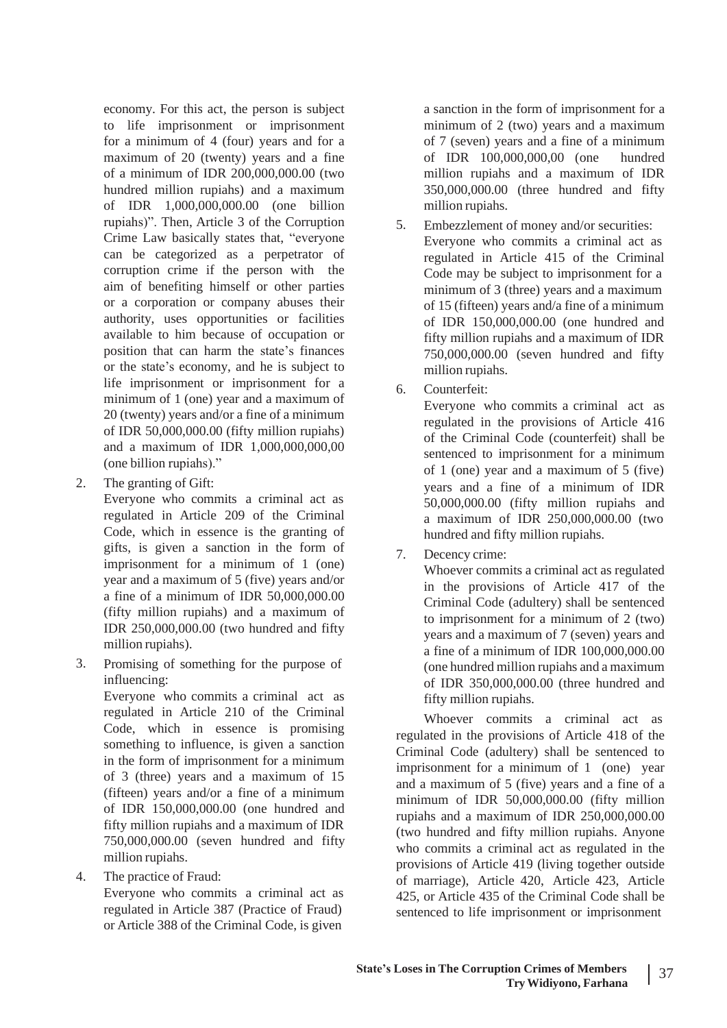economy. For this act, the person is subject to life imprisonment or imprisonment for a minimum of 4 (four) years and for a maximum of 20 (twenty) years and a fine of a minimum of IDR 200,000,000.00 (two hundred million rupiahs) and a maximum of IDR 1,000,000,000.00 (one billion rupiahs)". Then, Article 3 of the Corruption Crime Law basically states that, "everyone can be categorized as a perpetrator of corruption crime if the person with the aim of benefiting himself or other parties or a corporation or company abuses their authority, uses opportunities or facilities available to him because of occupation or position that can harm the state's finances or the state's economy, and he is subject to life imprisonment or imprisonment for a minimum of 1 (one) year and a maximum of 20 (twenty) years and/or a fine of a minimum of IDR 50,000,000.00 (fifty million rupiahs) and a maximum of IDR 1,000,000,000,00 (one billion rupiahs)."

2. The granting of Gift:
   Everyone who commits a criminal act as regulated in Article 209 of the Criminal Code, which in essence is the granting of gifts, is given a sanction in the form of imprisonment for a minimum of 1 (one) year and a maximum of 5 (five) years and/or a fine of a minimum of IDR 50,000,000.00 (fifty million rupiahs) and a maximum of IDR 250,000,000.00 (two hundred and fifty million rupiahs).

3. Promising of something for the purpose of influencing:
   Everyone who commits a criminal act as regulated in Article 210 of the Criminal Code, which in essence is promising something to influence, is given a sanction in the form of imprisonment for a minimum of 3 (three) years and a maximum of 15 (fifteen) years and/or a fine of a minimum of IDR 150,000,000.00 (one hundred and fifty million rupiahs and a maximum of IDR 750,000,000.00 (seven hundred and fifty million rupiahs.

4. The practice of Fraud:
   Everyone who commits a criminal act as regulated in Article 387 (Practice of Fraud) or Article 388 of the Criminal Code, is given a sanction in the form of imprisonment for a minimum of 2 (two) years and a maximum of 7 (seven) years and a fine of a minimum of IDR 100,000,000,00 (one hundred million rupiahs and a maximum of IDR 350,000,000.00 (three hundred and fifty million rupiahs.

5. Embezzlement of money and/or securities:
   Everyone who commits a criminal act as regulated in Article 415 of the Criminal Code may be subject to imprisonment for a minimum of 3 (three) years and a maximum of 15 (fifteen) years and/a fine of a minimum of IDR 150,000,000.00 (one hundred and fifty million rupiahs and a maximum of IDR 750,000,000.00 (seven hundred and fifty million rupiahs.

6. Counterfeit:
   Everyone who commits a criminal act as regulated in the provisions of Article 416 of the Criminal Code (counterfeit) shall be sentenced to imprisonment for a minimum of 1 (one) year and a maximum of 5 (five) years and a fine of a minimum of IDR 50,000,000.00 (fifty million rupiahs and a maximum of IDR 250,000,000.00 (two hundred and fifty million rupiahs.

7. Decency crime:
   Whoever commits a criminal act as regulated in the provisions of Article 417 of the Criminal Code (adultery) shall be sentenced to imprisonment for a minimum of 2 (two) years and a maximum of 7 (seven) years and a fine of a minimum of IDR 100,000,000.00 (one hundred million rupiahs and a maximum of IDR 350,000,000.00 (three hundred and fifty million rupiahs.

Whoever commits a criminal act as regulated in the provisions of Article 418 of the Criminal Code (adultery) shall be sentenced to imprisonment for a minimum of 1 (one) year and a maximum of 5 (five) years and a fine of a minimum of IDR 50,000,000.00 (fifty million rupiahs and a maximum of IDR 250,000,000.00 (two hundred and fifty million rupiahs. Anyone who commits a criminal act as regulated in the provisions of Article 419 (living together outside of marriage), Article 420, Article 423, Article 425, or Article 435 of the Criminal Code shall be sentenced to life imprisonment or imprisonment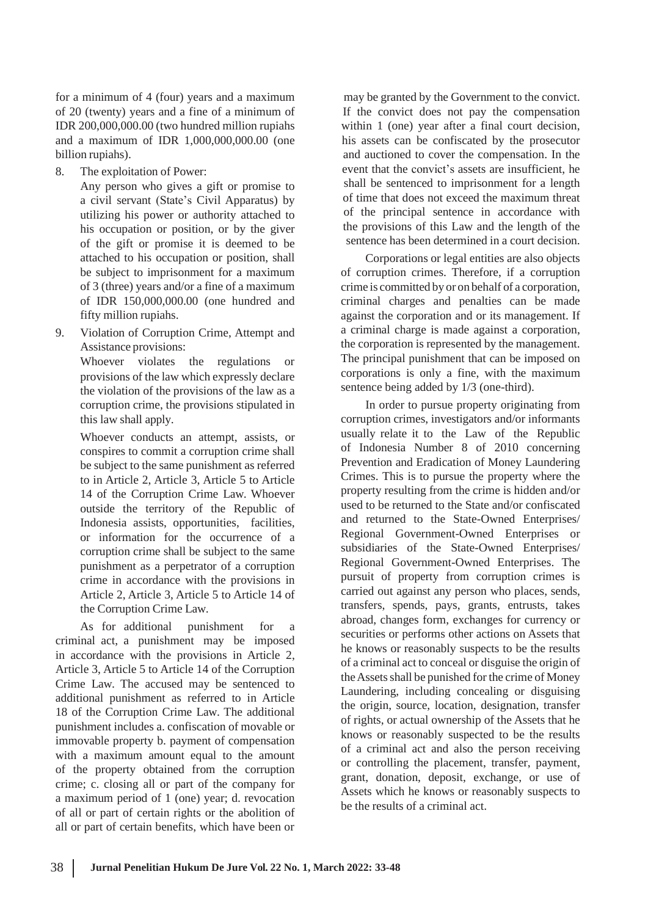for a minimum of 4 (four) years and a maximum of 20 (twenty) years and a fine of a minimum of IDR 200,000,000.00 (two hundred million rupiahs and a maximum of IDR 1,000,000,000.00 (one billion rupiahs).

8. The exploitation of Power:

   Any person who gives a gift or promise to a civil servant (State's Civil Apparatus) by utilizing his power or authority attached to his occupation or position, or by the giver of the gift or promise it is deemed to be attached to his occupation or position, shall be subject to imprisonment for a maximum of 3 (three) years and/or a fine of a maximum of IDR 150,000,000.00 (one hundred and fifty million rupiahs.

9. Violation of Corruption Crime, Attempt and Assistance provisions:

   Whoever violates the regulations or provisions of the law which expressly declare the violation of the provisions of the law as a corruption crime, the provisions stipulated in this law shall apply.

   Whoever conducts an attempt, assists, or conspires to commit a corruption crime shall be subject to the same punishment as referred to in Article 2, Article 3, Article 5 to Article 14 of the Corruption Crime Law. Whoever outside the territory of the Republic of Indonesia assists, opportunities, facilities, or information for the occurrence of a corruption crime shall be subject to the same punishment as a perpetrator of a corruption crime in accordance with the provisions in Article 2, Article 3, Article 5 to Article 14 of the Corruption Crime Law.

As for additional punishment for a criminal act, a punishment may be imposed in accordance with the provisions in Article 2, Article 3, Article 5 to Article 14 of the Corruption Crime Law. The accused may be sentenced to additional punishment as referred to in Article 18 of the Corruption Crime Law. The additional punishment includes a. confiscation of movable or immovable property b. payment of compensation with a maximum amount equal to the amount of the property obtained from the corruption crime; c. closing all or part of the company for a maximum period of 1 (one) year; d. revocation of all or part of certain rights or the abolition of all or part of certain benefits, which have been or may be granted by the Government to the convict. If the convict does not pay the compensation within 1 (one) year after a final court decision, his assets can be confiscated by the prosecutor and auctioned to cover the compensation. In the event that the convict's assets are insufficient, he shall be sentenced to imprisonment for a length of time that does not exceed the maximum threat of the principal sentence in accordance with the provisions of this Law and the length of the sentence has been determined in a court decision.

Corporations or legal entities are also objects of corruption crimes. Therefore, if a corruption crime is committed by or on behalf of a corporation, criminal charges and penalties can be made against the corporation and or its management. If a criminal charge is made against a corporation, the corporation is represented by the management. The principal punishment that can be imposed on corporations is only a fine, with the maximum sentence being added by 1/3 (one-third).

In order to pursue property originating from corruption crimes, investigators and/or informants usually relate it to the Law of the Republic of Indonesia Number 8 of 2010 concerning Prevention and Eradication of Money Laundering Crimes. This is to pursue the property where the property resulting from the crime is hidden and/or used to be returned to the State and/or confiscated and returned to the State-Owned Enterprises/ Regional Government-Owned Enterprises or subsidiaries of the State-Owned Enterprises/ Regional Government-Owned Enterprises. The pursuit of property from corruption crimes is carried out against any person who places, sends, transfers, spends, pays, grants, entrusts, takes abroad, changes form, exchanges for currency or securities or performs other actions on Assets that he knows or reasonably suspects to be the results of a criminal act to conceal or disguise the origin of the Assets shall be punished for the crime of Money Laundering, including concealing or disguising the origin, source, location, designation, transfer of rights, or actual ownership of the Assets that he knows or reasonably suspected to be the results of a criminal act and also the person receiving or controlling the placement, transfer, payment, grant, donation, deposit, exchange, or use of Assets which he knows or reasonably suspects to be the results of a criminal act.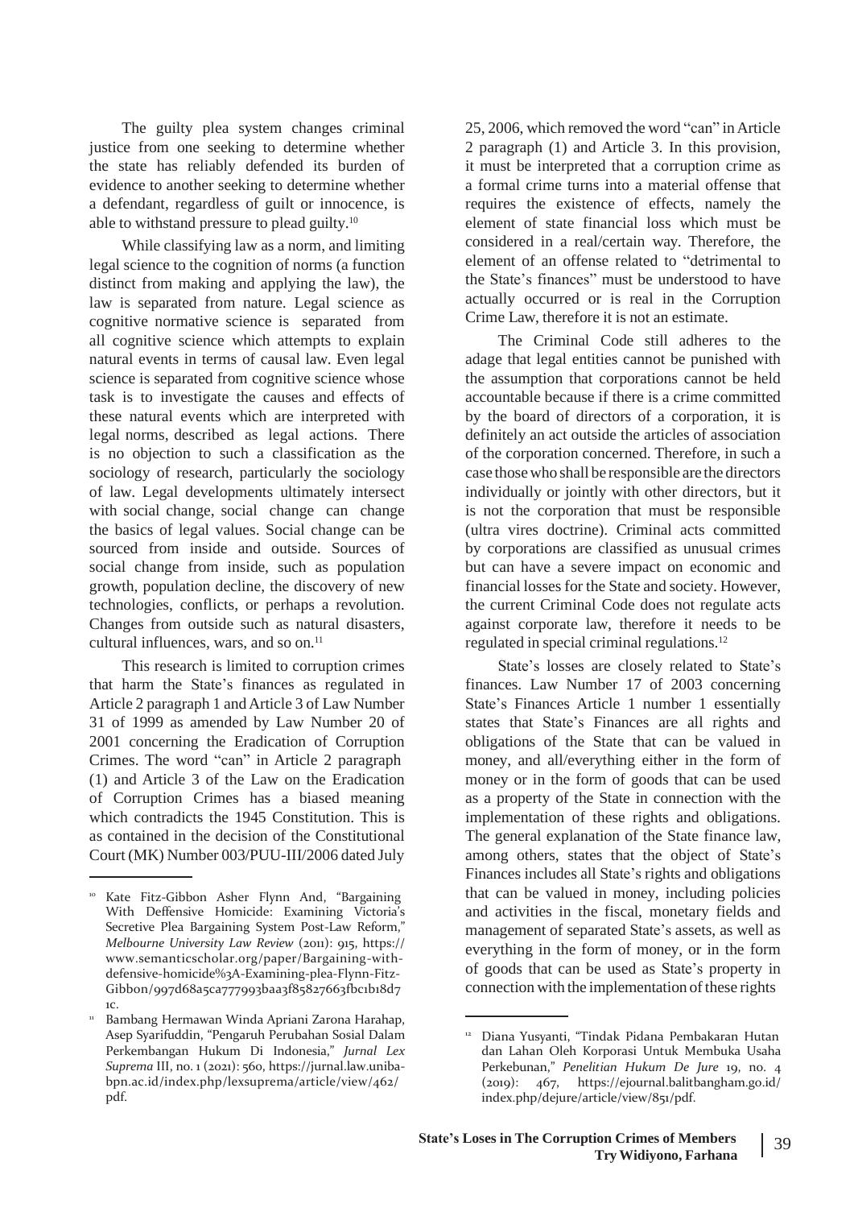The guilty plea system changes criminal justice from one seeking to determine whether the state has reliably defended its burden of evidence to another seeking to determine whether a defendant, regardless of guilt or innocence, is able to withstand pressure to plead guilty.[10]

While classifying law as a norm, and limiting legal science to the cognition of norms (a function distinct from making and applying the law), the law is separated from nature. Legal science as cognitive normative science is separated from all cognitive science which attempts to explain natural events in terms of causal law. Even legal science is separated from cognitive science whose task is to investigate the causes and effects of these natural events which are interpreted with legal norms, described as legal actions. There is no objection to such a classification as the sociology of research, particularly the sociology of law. Legal developments ultimately intersect with social change, social change can change the basics of legal values. Social change can be sourced from inside and outside. Sources of social change from inside, such as population growth, population decline, the discovery of new technologies, conflicts, or perhaps a revolution. Changes from outside such as natural disasters, cultural influences, wars, and so on.[11]

This research is limited to corruption crimes that harm the State's finances as regulated in Article 2 paragraph 1 and Article 3 of Law Number 31 of 1999 as amended by Law Number 20 of 2001 concerning the Eradication of Corruption Crimes. The word "can" in Article 2 paragraph (1) and Article 3 of the Law on the Eradication of Corruption Crimes has a biased meaning which contradicts the 1945 Constitution. This is as contained in the decision of the Constitutional Court (MK) Number 003/PUU-III/2006 dated July 25, 2006, which removed the word "can" in Article 2 paragraph (1) and Article 3. In this provision, it must be interpreted that a corruption crime as a formal crime turns into a material offense that requires the existence of effects, namely the element of state financial loss which must be considered in a real/certain way. Therefore, the element of an offense related to "detrimental to the State's finances" must be understood to have actually occurred or is real in the Corruption Crime Law, therefore it is not an estimate.

The Criminal Code still adheres to the adage that legal entities cannot be punished with the assumption that corporations cannot be held accountable because if there is a crime committed by the board of directors of a corporation, it is definitely an act outside the articles of association of the corporation concerned. Therefore, in such a case those who shall be responsible are the directors individually or jointly with other directors, but it is not the corporation that must be responsible (ultra vires doctrine). Criminal acts committed by corporations are classified as unusual crimes but can have a severe impact on economic and financial losses for the State and society. However, the current Criminal Code does not regulate acts against corporate law, therefore it needs to be regulated in special criminal regulations.[12]

State's losses are closely related to State's finances. Law Number 17 of 2003 concerning State's Finances Article 1 number 1 essentially states that State's Finances are all rights and obligations of the State that can be valued in money, and all/everything either in the form of money or in the form of goods that can be used as a property of the State in connection with the implementation of these rights and obligations. The general explanation of the State finance law, among others, states that the object of State's Finances includes all State's rights and obligations that can be valued in money, including policies and activities in the fiscal, monetary fields and management of separated State's assets, as well as everything in the form of money, or in the form of goods that can be used as State's property in connection with the implementation of these rights

---

[10] Kate Fitz-Gibbon Asher Flynn And, "Bargaining With Deffensive Homicide: Examining Victoria's Secretive Plea Bargaining System Post-Law Reform," *Melbourne University Law Review* (2011): 915, https://www.semanticscholar.org/paper/Bargaining-with-defensive-homicide%3A-Examining-plea-Flynn-Fitz-Gibbon/997d68a5ca777993baa3f85827663fbc1b18d71c.

[11] Bambang Hermawan Winda Apriani Zarona Harahap, Asep Syarifuddin, "Pengaruh Perubahan Sosial Dalam Perkembangan Hukum Di Indonesia," *Jurnal Lex Suprema* III, no. 1 (2021): 560, https://jurnal.law.uniba-bpn.ac.id/index.php/lexsuprema/article/view/462/pdf.

[12] Diana Yusyanti, "Tindak Pidana Pembakaran Hutan dan Lahan Oleh Korporasi Untuk Membuka Usaha Perkebunan," *Penelitian Hukum De Jure* 19, no. 4 (2019): 467, https://ejournal.balitbangham.go.id/index.php/dejure/article/view/851/pdf.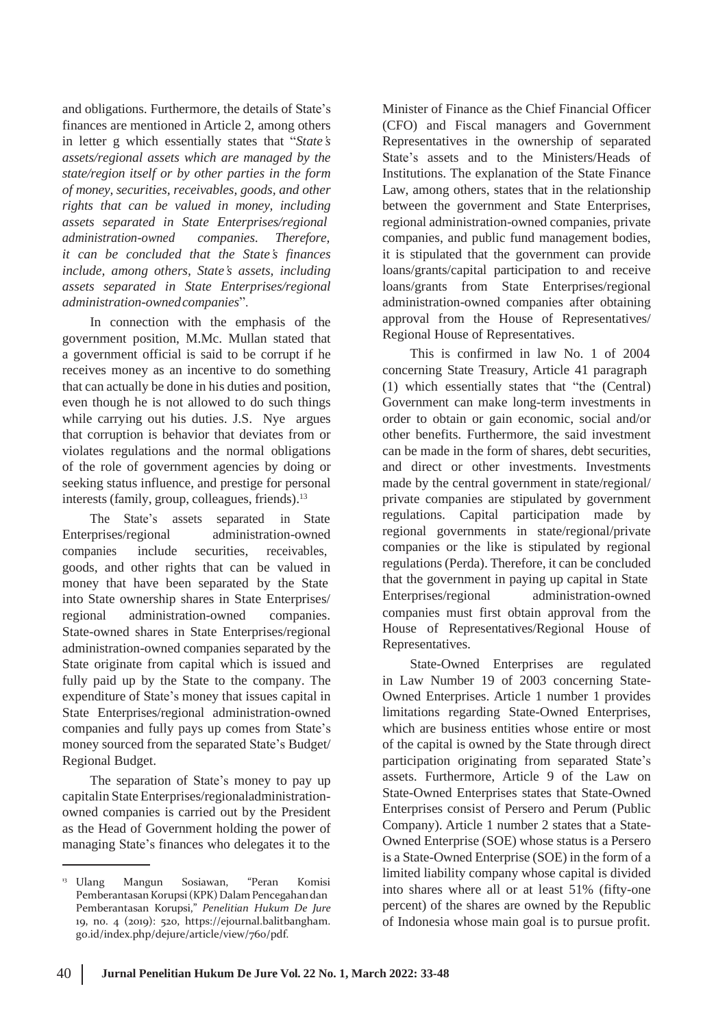and obligations. Furthermore, the details of State's finances are mentioned in Article 2, among others in letter g which essentially states that "*State's assets/regional assets which are managed by the state/region itself or by other parties in the form of money, securities, receivables, goods, and other rights that can be valued in money, including assets separated in State Enterprises/regional administration-owned companies. Therefore, it can be concluded that the State's finances include, among others, State's assets, including assets separated in State Enterprises/regional administration-owned companies*".

In connection with the emphasis of the government position, M.Mc. Mullan stated that a government official is said to be corrupt if he receives money as an incentive to do something that can actually be done in his duties and position, even though he is not allowed to do such things while carrying out his duties. J.S. Nye argues that corruption is behavior that deviates from or violates regulations and the normal obligations of the role of government agencies by doing or seeking status influence, and prestige for personal interests (family, group, colleagues, friends).[13]

The State's assets separated in State Enterprises/regional administration-owned companies include securities, receivables, goods, and other rights that can be valued in money that have been separated by the State into State ownership shares in State Enterprises/regional administration-owned companies. State-owned shares in State Enterprises/regional administration-owned companies separated by the State originate from capital which is issued and fully paid up by the State to the company. The expenditure of State's money that issues capital in State Enterprises/regional administration-owned companies and fully pays up comes from State's money sourced from the separated State's Budget/Regional Budget.

The separation of State's money to pay up capital in State Enterprises/regional administration-owned companies is carried out by the President as the Head of Government holding the power of managing State's finances who delegates it to the Minister of Finance as the Chief Financial Officer (CFO) and Fiscal managers and Government Representatives in the ownership of separated State's assets and to the Ministers/Heads of Institutions. The explanation of the State Finance Law, among others, states that in the relationship between the government and State Enterprises, regional administration-owned companies, private companies, and public fund management bodies, it is stipulated that the government can provide loans/grants/capital participation to and receive loans/grants from State Enterprises/regional administration-owned companies after obtaining approval from the House of Representatives/Regional House of Representatives.

This is confirmed in law No. 1 of 2004 concerning State Treasury, Article 41 paragraph (1) which essentially states that "the (Central) Government can make long-term investments in order to obtain or gain economic, social and/or other benefits. Furthermore, the said investment can be made in the form of shares, debt securities, and direct or other investments. Investments made by the central government in state/regional/private companies are stipulated by government regulations. Capital participation made by regional governments in state/regional/private companies or the like is stipulated by regional regulations (Perda). Therefore, it can be concluded that the government in paying up capital in State Enterprises/regional administration-owned companies must first obtain approval from the House of Representatives/Regional House of Representatives.

State-Owned Enterprises are regulated in Law Number 19 of 2003 concerning State-Owned Enterprises. Article 1 number 1 provides limitations regarding State-Owned Enterprises, which are business entities whose entire or most of the capital is owned by the State through direct participation originating from separated State's assets. Furthermore, Article 9 of the Law on State-Owned Enterprises states that State-Owned Enterprises consist of Persero and Perum (Public Company). Article 1 number 2 states that a State-Owned Enterprise (SOE) whose status is a Persero is a State-Owned Enterprise (SOE) in the form of a limited liability company whose capital is divided into shares where all or at least 51% (fifty-one percent) of the shares are owned by the Republic of Indonesia whose main goal is to pursue profit.

---

[13] Ulang Mangun Sosiawan, "Peran Komisi Pemberantasan Korupsi (KPK) Dalam Pencegahan dan Pemberantasan Korupsi," *Penelitian Hukum De Jure* 19, no. 4 (2019): 520, https://ejournal.balitbangham.go.id/index.php/dejure/article/view/760/pdf.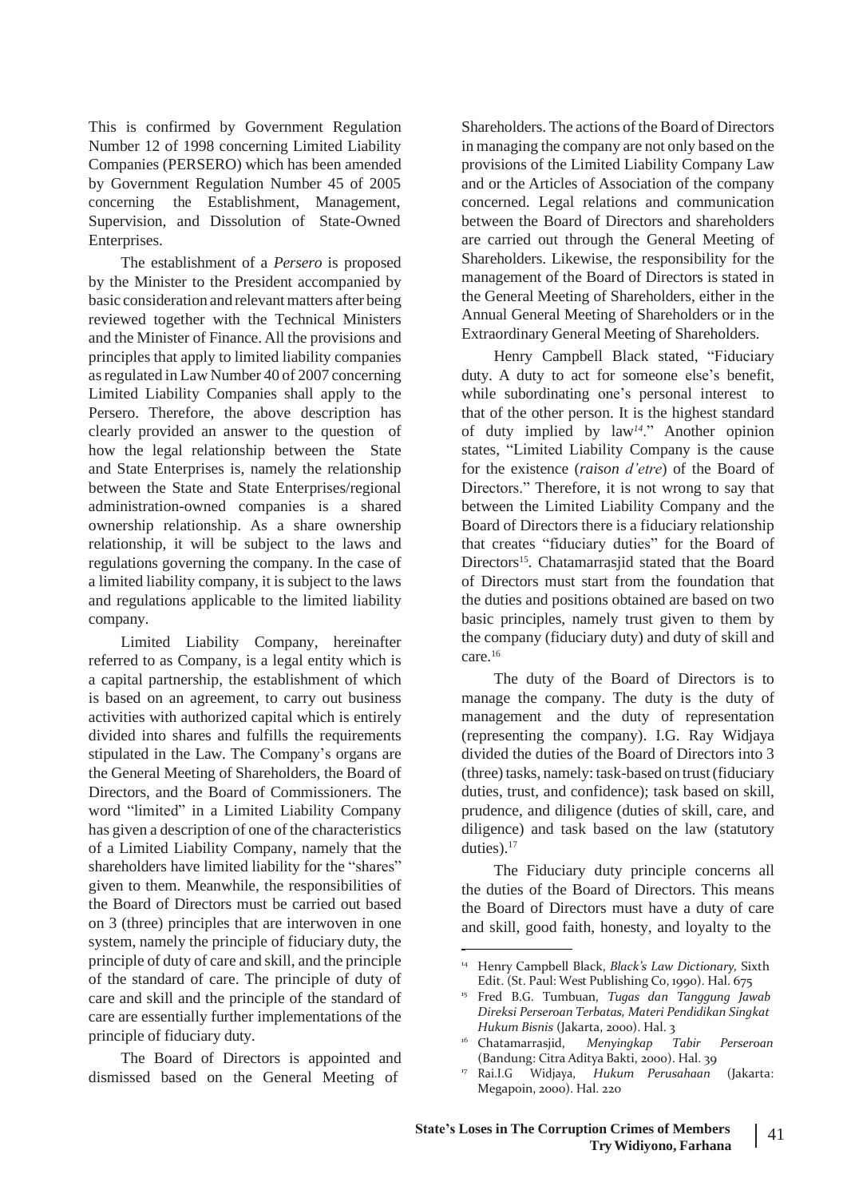This is confirmed by Government Regulation Number 12 of 1998 concerning Limited Liability Companies (PERSERO) which has been amended by Government Regulation Number 45 of 2005 concerning the Establishment, Management, Supervision, and Dissolution of State-Owned Enterprises.

The establishment of a *Persero* is proposed by the Minister to the President accompanied by basic consideration and relevant matters after being reviewed together with the Technical Ministers and the Minister of Finance. All the provisions and principles that apply to limited liability companies as regulated in Law Number 40 of 2007 concerning Limited Liability Companies shall apply to the Persero. Therefore, the above description has clearly provided an answer to the question of how the legal relationship between the State and State Enterprises is, namely the relationship between the State and State Enterprises/regional administration-owned companies is a shared ownership relationship. As a share ownership relationship, it will be subject to the laws and regulations governing the company. In the case of a limited liability company, it is subject to the laws and regulations applicable to the limited liability company.

Limited Liability Company, hereinafter referred to as Company, is a legal entity which is a capital partnership, the establishment of which is based on an agreement, to carry out business activities with authorized capital which is entirely divided into shares and fulfills the requirements stipulated in the Law. The Company's organs are the General Meeting of Shareholders, the Board of Directors, and the Board of Commissioners. The word "limited" in a Limited Liability Company has given a description of one of the characteristics of a Limited Liability Company, namely that the shareholders have limited liability for the "shares" given to them. Meanwhile, the responsibilities of the Board of Directors must be carried out based on 3 (three) principles that are interwoven in one system, namely the principle of fiduciary duty, the principle of duty of care and skill, and the principle of the standard of care. The principle of duty of care and skill and the principle of the standard of care are essentially further implementations of the principle of fiduciary duty.

The Board of Directors is appointed and dismissed based on the General Meeting of Shareholders. The actions of the Board of Directors in managing the company are not only based on the provisions of the Limited Liability Company Law and or the Articles of Association of the company concerned. Legal relations and communication between the Board of Directors and shareholders are carried out through the General Meeting of Shareholders. Likewise, the responsibility for the management of the Board of Directors is stated in the General Meeting of Shareholders, either in the Annual General Meeting of Shareholders or in the Extraordinary General Meeting of Shareholders.

Henry Campbell Black stated, "Fiduciary duty. A duty to act for someone else's benefit, while subordinating one's personal interest to that of the other person. It is the highest standard of duty implied by law[14]." Another opinion states, "Limited Liability Company is the cause for the existence (*raison d'etre*) of the Board of Directors." Therefore, it is not wrong to say that between the Limited Liability Company and the Board of Directors there is a fiduciary relationship that creates "fiduciary duties" for the Board of Directors[15]. Chatamarrasjid stated that the Board of Directors must start from the foundation that the duties and positions obtained are based on two basic principles, namely trust given to them by the company (fiduciary duty) and duty of skill and care.[16]

The duty of the Board of Directors is to manage the company. The duty is the duty of management and the duty of representation (representing the company). I.G. Ray Widjaya divided the duties of the Board of Directors into 3 (three) tasks, namely: task-based on trust (fiduciary duties, trust, and confidence); task based on skill, prudence, and diligence (duties of skill, care, and diligence) and task based on the law (statutory duties).[17]

The Fiduciary duty principle concerns all the duties of the Board of Directors. This means the Board of Directors must have a duty of care and skill, good faith, honesty, and loyalty to the

---

[14] Henry Campbell Black, *Black's Law Dictionary,* Sixth Edit. (St. Paul: West Publishing Co, 1990). Hal. 675

[15] Fred B.G. Tumbuan, *Tugas dan Tanggung Jawab Direksi Perseroan Terbatas, Materi Pendidikan Singkat Hukum Bisnis* (Jakarta, 2000). Hal. 3

[16] Chatamarrasjid, *Menyingkap Tabir Perseroan* (Bandung: Citra Aditya Bakti, 2000). Hal. 39

[17] Rai.I.G Widjaya, *Hukum Perusahaan* (Jakarta: Megapoin, 2000). Hal. 220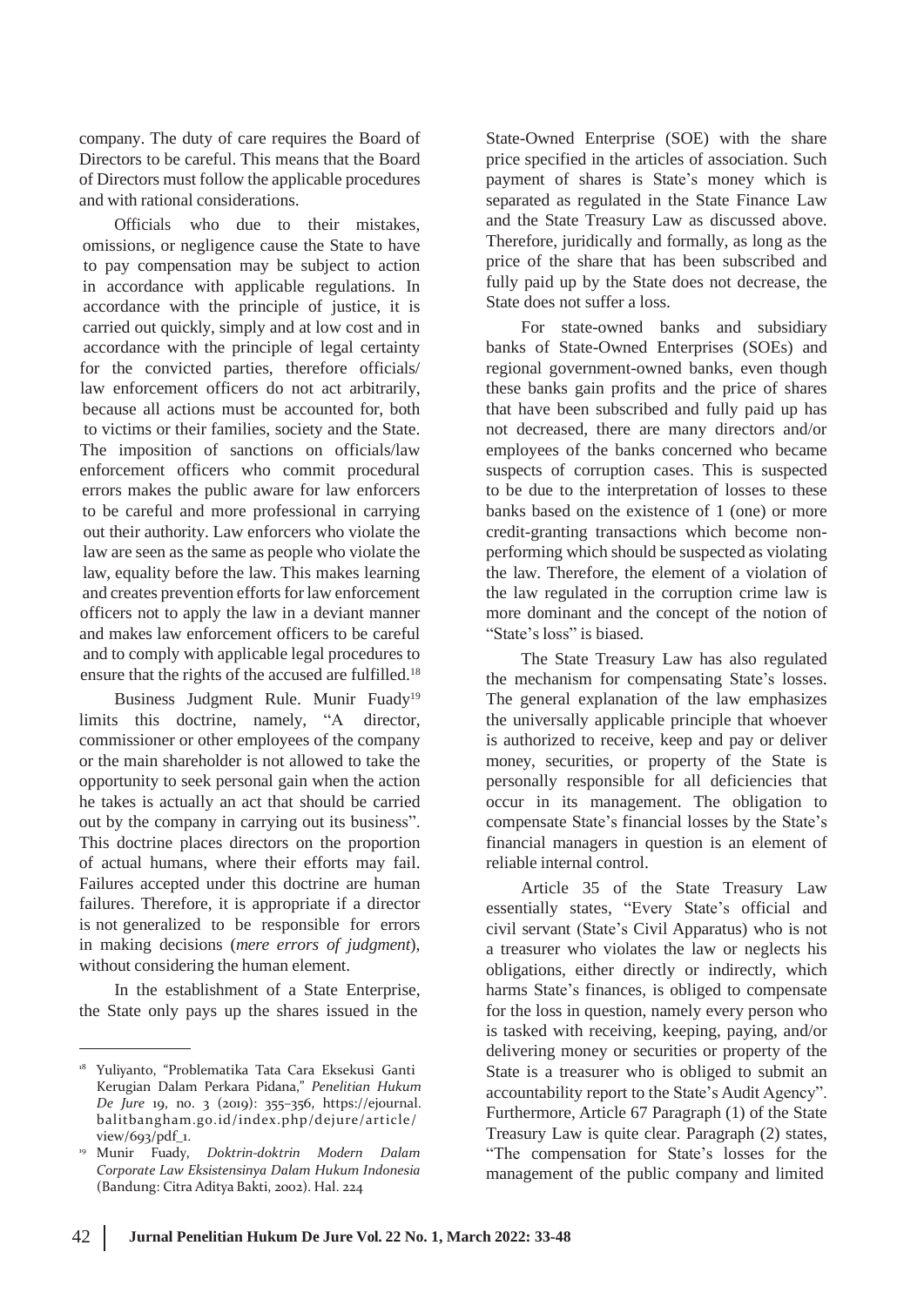company. The duty of care requires the Board of Directors to be careful. This means that the Board of Directors must follow the applicable procedures and with rational considerations.

Officials who due to their mistakes, omissions, or negligence cause the State to have to pay compensation may be subject to action in accordance with applicable regulations. In accordance with the principle of justice, it is carried out quickly, simply and at low cost and in accordance with the principle of legal certainty for the convicted parties, therefore officials/ law enforcement officers do not act arbitrarily, because all actions must be accounted for, both to victims or their families, society and the State. The imposition of sanctions on officials/law enforcement officers who commit procedural errors makes the public aware for law enforcers to be careful and more professional in carrying out their authority. Law enforcers who violate the law are seen as the same as people who violate the law, equality before the law. This makes learning and creates prevention efforts for law enforcement officers not to apply the law in a deviant manner and makes law enforcement officers to be careful and to comply with applicable legal procedures to ensure that the rights of the accused are fulfilled.[18]

Business Judgment Rule. Munir Fuady[19] limits this doctrine, namely, "A director, commissioner or other employees of the company or the main shareholder is not allowed to take the opportunity to seek personal gain when the action he takes is actually an act that should be carried out by the company in carrying out its business". This doctrine places directors on the proportion of actual humans, where their efforts may fail. Failures accepted under this doctrine are human failures. Therefore, it is appropriate if a director is not generalized to be responsible for errors in making decisions (*mere errors of judgment*), without considering the human element.

In the establishment of a State Enterprise, the State only pays up the shares issued in the State-Owned Enterprise (SOE) with the share price specified in the articles of association. Such payment of shares is State's money which is separated as regulated in the State Finance Law and the State Treasury Law as discussed above. Therefore, juridically and formally, as long as the price of the share that has been subscribed and fully paid up by the State does not decrease, the State does not suffer a loss.

For state-owned banks and subsidiary banks of State-Owned Enterprises (SOEs) and regional government-owned banks, even though these banks gain profits and the price of shares that have been subscribed and fully paid up has not decreased, there are many directors and/or employees of the banks concerned who became suspects of corruption cases. This is suspected to be due to the interpretation of losses to these banks based on the existence of 1 (one) or more credit-granting transactions which become non-performing which should be suspected as violating the law. Therefore, the element of a violation of the law regulated in the corruption crime law is more dominant and the concept of the notion of "State's loss" is biased.

The State Treasury Law has also regulated the mechanism for compensating State's losses. The general explanation of the law emphasizes the universally applicable principle that whoever is authorized to receive, keep and pay or deliver money, securities, or property of the State is personally responsible for all deficiencies that occur in its management. The obligation to compensate State's financial losses by the State's financial managers in question is an element of reliable internal control.

Article 35 of the State Treasury Law essentially states, "Every State's official and civil servant (State's Civil Apparatus) who is not a treasurer who violates the law or neglects his obligations, either directly or indirectly, which harms State's finances, is obliged to compensate for the loss in question, namely every person who is tasked with receiving, keeping, paying, and/or delivering money or securities or property of the State is a treasurer who is obliged to submit an accountability report to the State's Audit Agency". Furthermore, Article 67 Paragraph (1) of the State Treasury Law is quite clear. Paragraph (2) states, "The compensation for State's losses for the management of the public company and limited

---

[18] Yuliyanto, "Problematika Tata Cara Eksekusi Ganti Kerugian Dalam Perkara Pidana," *Penelitian Hukum De Jure* 19, no. 3 (2019): 355–356, https://ejournal.balitbangham.go.id/index.php/dejure/article/view/693/pdf_1.

[19] Munir Fuady, *Doktrin-doktrin Modern Dalam Corporate Law Eksistensinya Dalam Hukum Indonesia* (Bandung: Citra Aditya Bakti, 2002). Hal. 224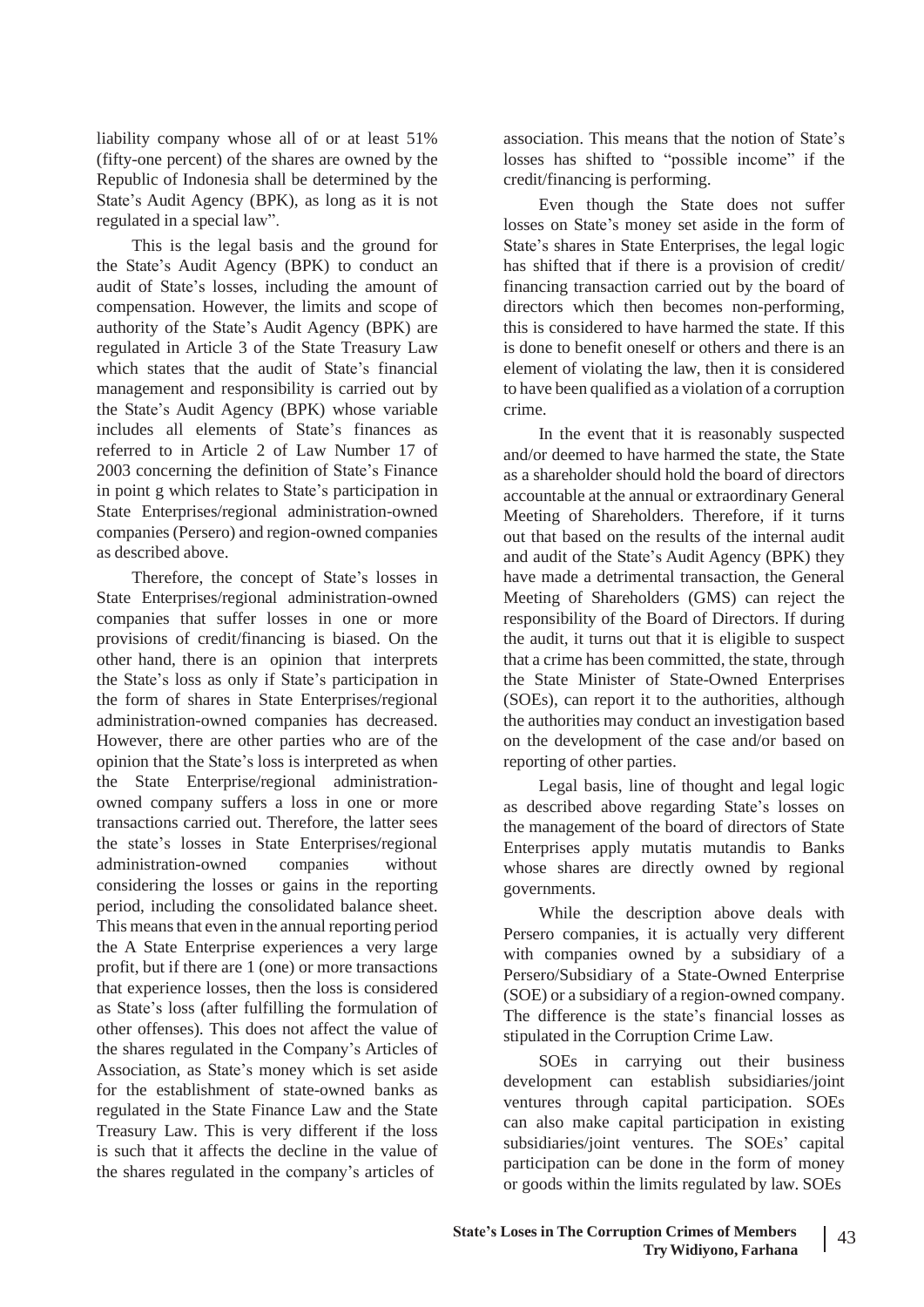liability company whose all of or at least 51% (fifty-one percent) of the shares are owned by the Republic of Indonesia shall be determined by the State's Audit Agency (BPK), as long as it is not regulated in a special law".

This is the legal basis and the ground for the State's Audit Agency (BPK) to conduct an audit of State's losses, including the amount of compensation. However, the limits and scope of authority of the State's Audit Agency (BPK) are regulated in Article 3 of the State Treasury Law which states that the audit of State's financial management and responsibility is carried out by the State's Audit Agency (BPK) whose variable includes all elements of State's finances as referred to in Article 2 of Law Number 17 of 2003 concerning the definition of State's Finance in point g which relates to State's participation in State Enterprises/regional administration-owned companies (Persero) and region-owned companies as described above.

Therefore, the concept of State's losses in State Enterprises/regional administration-owned companies that suffer losses in one or more provisions of credit/financing is biased. On the other hand, there is an opinion that interprets the State's loss as only if State's participation in the form of shares in State Enterprises/regional administration-owned companies has decreased. However, there are other parties who are of the opinion that the State's loss is interpreted as when the State Enterprise/regional administration-owned company suffers a loss in one or more transactions carried out. Therefore, the latter sees the state's losses in State Enterprises/regional administration-owned companies without considering the losses or gains in the reporting period, including the consolidated balance sheet. This means that even in the annual reporting period the A State Enterprise experiences a very large profit, but if there are 1 (one) or more transactions that experience losses, then the loss is considered as State's loss (after fulfilling the formulation of other offenses). This does not affect the value of the shares regulated in the Company's Articles of Association, as State's money which is set aside for the establishment of state-owned banks as regulated in the State Finance Law and the State Treasury Law. This is very different if the loss is such that it affects the decline in the value of the shares regulated in the company's articles of association. This means that the notion of State's losses has shifted to "possible income" if the credit/financing is performing.

Even though the State does not suffer losses on State's money set aside in the form of State's shares in State Enterprises, the legal logic has shifted that if there is a provision of credit/ financing transaction carried out by the board of directors which then becomes non-performing, this is considered to have harmed the state. If this is done to benefit oneself or others and there is an element of violating the law, then it is considered to have been qualified as a violation of a corruption crime.

In the event that it is reasonably suspected and/or deemed to have harmed the state, the State as a shareholder should hold the board of directors accountable at the annual or extraordinary General Meeting of Shareholders. Therefore, if it turns out that based on the results of the internal audit and audit of the State's Audit Agency (BPK) they have made a detrimental transaction, the General Meeting of Shareholders (GMS) can reject the responsibility of the Board of Directors. If during the audit, it turns out that it is eligible to suspect that a crime has been committed, the state, through the State Minister of State-Owned Enterprises (SOEs), can report it to the authorities, although the authorities may conduct an investigation based on the development of the case and/or based on reporting of other parties.

Legal basis, line of thought and legal logic as described above regarding State's losses on the management of the board of directors of State Enterprises apply mutatis mutandis to Banks whose shares are directly owned by regional governments.

While the description above deals with Persero companies, it is actually very different with companies owned by a subsidiary of a Persero/Subsidiary of a State-Owned Enterprise (SOE) or a subsidiary of a region-owned company. The difference is the state's financial losses as stipulated in the Corruption Crime Law.

SOEs in carrying out their business development can establish subsidiaries/joint ventures through capital participation. SOEs can also make capital participation in existing subsidiaries/joint ventures. The SOEs' capital participation can be done in the form of money or goods within the limits regulated by law. SOEs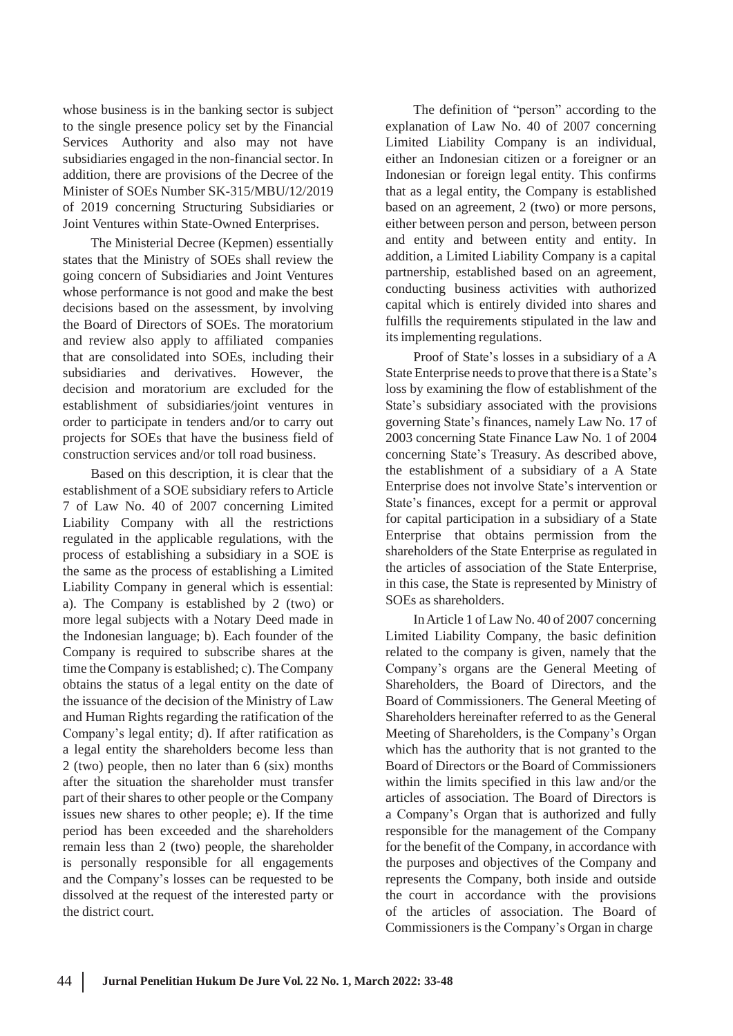whose business is in the banking sector is subject to the single presence policy set by the Financial Services Authority and also may not have subsidiaries engaged in the non-financial sector. In addition, there are provisions of the Decree of the Minister of SOEs Number SK-315/MBU/12/2019 of 2019 concerning Structuring Subsidiaries or Joint Ventures within State-Owned Enterprises.

The Ministerial Decree (Kepmen) essentially states that the Ministry of SOEs shall review the going concern of Subsidiaries and Joint Ventures whose performance is not good and make the best decisions based on the assessment, by involving the Board of Directors of SOEs. The moratorium and review also apply to affiliated companies that are consolidated into SOEs, including their subsidiaries and derivatives. However, the decision and moratorium are excluded for the establishment of subsidiaries/joint ventures in order to participate in tenders and/or to carry out projects for SOEs that have the business field of construction services and/or toll road business.

Based on this description, it is clear that the establishment of a SOE subsidiary refers to Article 7 of Law No. 40 of 2007 concerning Limited Liability Company with all the restrictions regulated in the applicable regulations, with the process of establishing a subsidiary in a SOE is the same as the process of establishing a Limited Liability Company in general which is essential: a). The Company is established by 2 (two) or more legal subjects with a Notary Deed made in the Indonesian language; b). Each founder of the Company is required to subscribe shares at the time the Company is established; c). The Company obtains the status of a legal entity on the date of the issuance of the decision of the Ministry of Law and Human Rights regarding the ratification of the Company's legal entity; d). If after ratification as a legal entity the shareholders become less than 2 (two) people, then no later than 6 (six) months after the situation the shareholder must transfer part of their shares to other people or the Company issues new shares to other people; e). If the time period has been exceeded and the shareholders remain less than 2 (two) people, the shareholder is personally responsible for all engagements and the Company's losses can be requested to be dissolved at the request of the interested party or the district court.

The definition of "person" according to the explanation of Law No. 40 of 2007 concerning Limited Liability Company is an individual, either an Indonesian citizen or a foreigner or an Indonesian or foreign legal entity. This confirms that as a legal entity, the Company is established based on an agreement, 2 (two) or more persons, either between person and person, between person and entity and between entity and entity. In addition, a Limited Liability Company is a capital partnership, established based on an agreement, conducting business activities with authorized capital which is entirely divided into shares and fulfills the requirements stipulated in the law and its implementing regulations.

Proof of State's losses in a subsidiary of a A State Enterprise needs to prove that there is a State's loss by examining the flow of establishment of the State's subsidiary associated with the provisions governing State's finances, namely Law No. 17 of 2003 concerning State Finance Law No. 1 of 2004 concerning State's Treasury. As described above, the establishment of a subsidiary of a A State Enterprise does not involve State's intervention or State's finances, except for a permit or approval for capital participation in a subsidiary of a State Enterprise that obtains permission from the shareholders of the State Enterprise as regulated in the articles of association of the State Enterprise, in this case, the State is represented by Ministry of SOEs as shareholders.

In Article 1 of Law No. 40 of 2007 concerning Limited Liability Company, the basic definition related to the company is given, namely that the Company's organs are the General Meeting of Shareholders, the Board of Directors, and the Board of Commissioners. The General Meeting of Shareholders hereinafter referred to as the General Meeting of Shareholders, is the Company's Organ which has the authority that is not granted to the Board of Directors or the Board of Commissioners within the limits specified in this law and/or the articles of association. The Board of Directors is a Company's Organ that is authorized and fully responsible for the management of the Company for the benefit of the Company, in accordance with the purposes and objectives of the Company and represents the Company, both inside and outside the court in accordance with the provisions of the articles of association. The Board of Commissioners is the Company's Organ in charge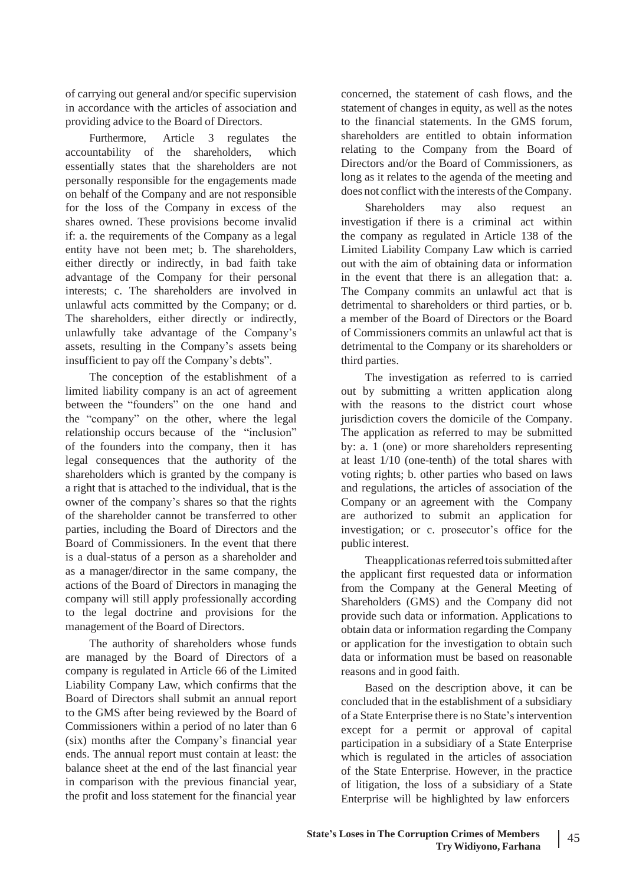of carrying out general and/or specific supervision in accordance with the articles of association and providing advice to the Board of Directors.

Furthermore, Article 3 regulates the accountability of the shareholders, which essentially states that the shareholders are not personally responsible for the engagements made on behalf of the Company and are not responsible for the loss of the Company in excess of the shares owned. These provisions become invalid if: a. the requirements of the Company as a legal entity have not been met; b. The shareholders, either directly or indirectly, in bad faith take advantage of the Company for their personal interests; c. The shareholders are involved in unlawful acts committed by the Company; or d. The shareholders, either directly or indirectly, unlawfully take advantage of the Company's assets, resulting in the Company's assets being insufficient to pay off the Company's debts".

The conception of the establishment of a limited liability company is an act of agreement between the "founders" on the one hand and the "company" on the other, where the legal relationship occurs because of the "inclusion" of the founders into the company, then it has legal consequences that the authority of the shareholders which is granted by the company is a right that is attached to the individual, that is the owner of the company's shares so that the rights of the shareholder cannot be transferred to other parties, including the Board of Directors and the Board of Commissioners. In the event that there is a dual-status of a person as a shareholder and as a manager/director in the same company, the actions of the Board of Directors in managing the company will still apply professionally according to the legal doctrine and provisions for the management of the Board of Directors.

The authority of shareholders whose funds are managed by the Board of Directors of a company is regulated in Article 66 of the Limited Liability Company Law, which confirms that the Board of Directors shall submit an annual report to the GMS after being reviewed by the Board of Commissioners within a period of no later than 6 (six) months after the Company's financial year ends. The annual report must contain at least: the balance sheet at the end of the last financial year in comparison with the previous financial year, the profit and loss statement for the financial year concerned, the statement of cash flows, and the statement of changes in equity, as well as the notes to the financial statements. In the GMS forum, shareholders are entitled to obtain information relating to the Company from the Board of Directors and/or the Board of Commissioners, as long as it relates to the agenda of the meeting and does not conflict with the interests of the Company.

Shareholders may also request an investigation if there is a criminal act within the company as regulated in Article 138 of the Limited Liability Company Law which is carried out with the aim of obtaining data or information in the event that there is an allegation that: a. The Company commits an unlawful act that is detrimental to shareholders or third parties, or b. a member of the Board of Directors or the Board of Commissioners commits an unlawful act that is detrimental to the Company or its shareholders or third parties.

The investigation as referred to is carried out by submitting a written application along with the reasons to the district court whose jurisdiction covers the domicile of the Company. The application as referred to may be submitted by: a. 1 (one) or more shareholders representing at least 1/10 (one-tenth) of the total shares with voting rights; b. other parties who based on laws and regulations, the articles of association of the Company or an agreement with the Company are authorized to submit an application for investigation; or c. prosecutor's office for the public interest.

The application as referred to is submitted after the applicant first requested data or information from the Company at the General Meeting of Shareholders (GMS) and the Company did not provide such data or information. Applications to obtain data or information regarding the Company or application for the investigation to obtain such data or information must be based on reasonable reasons and in good faith.

Based on the description above, it can be concluded that in the establishment of a subsidiary of a State Enterprise there is no State's intervention except for a permit or approval of capital participation in a subsidiary of a State Enterprise which is regulated in the articles of association of the State Enterprise. However, in the practice of litigation, the loss of a subsidiary of a State Enterprise will be highlighted by law enforcers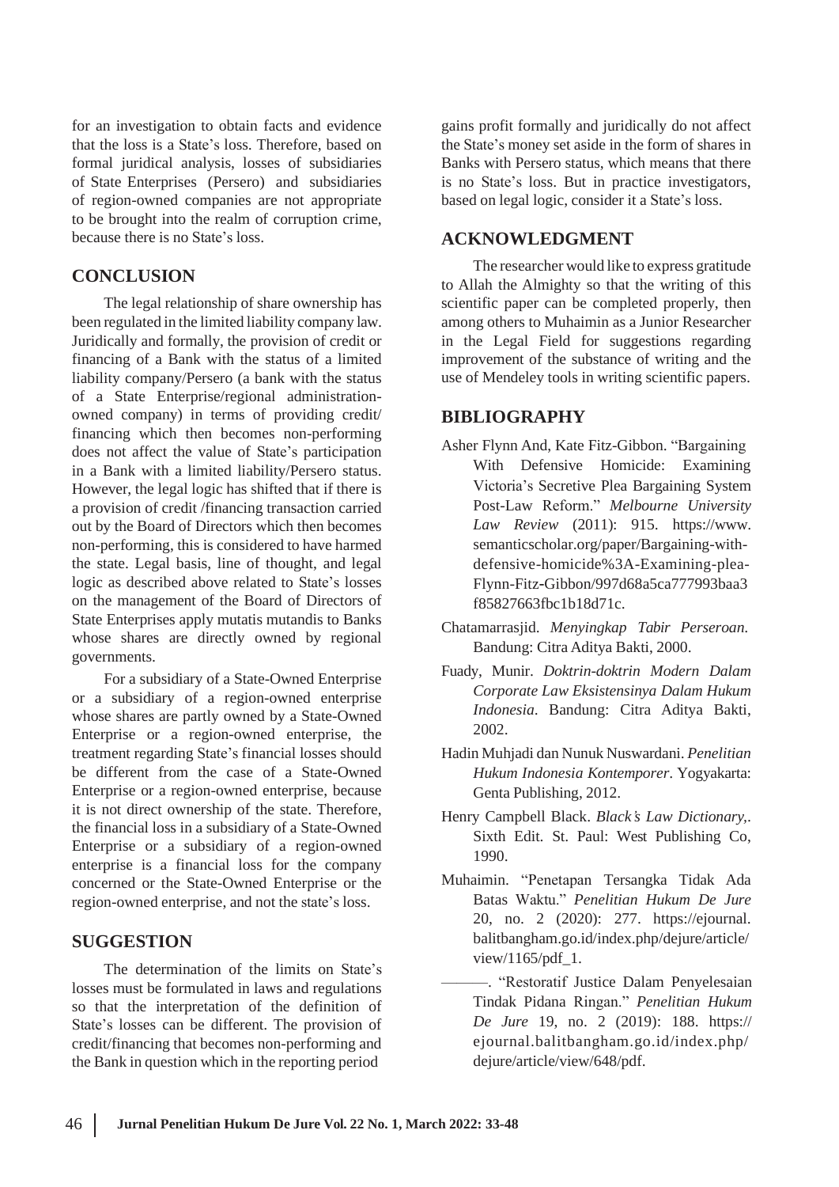for an investigation to obtain facts and evidence that the loss is a State's loss. Therefore, based on formal juridical analysis, losses of subsidiaries of State Enterprises (Persero) and subsidiaries of region-owned companies are not appropriate to be brought into the realm of corruption crime, because there is no State's loss.

## CONCLUSION

The legal relationship of share ownership has been regulated in the limited liability company law. Juridically and formally, the provision of credit or financing of a Bank with the status of a limited liability company/Persero (a bank with the status of a State Enterprise/regional administration-owned company) in terms of providing credit/ financing which then becomes non-performing does not affect the value of State's participation in a Bank with a limited liability/Persero status. However, the legal logic has shifted that if there is a provision of credit /financing transaction carried out by the Board of Directors which then becomes non-performing, this is considered to have harmed the state. Legal basis, line of thought, and legal logic as described above related to State's losses on the management of the Board of Directors of State Enterprises apply mutatis mutandis to Banks whose shares are directly owned by regional governments.

For a subsidiary of a State-Owned Enterprise or a subsidiary of a region-owned enterprise whose shares are partly owned by a State-Owned Enterprise or a region-owned enterprise, the treatment regarding State's financial losses should be different from the case of a State-Owned Enterprise or a region-owned enterprise, because it is not direct ownership of the state. Therefore, the financial loss in a subsidiary of a State-Owned Enterprise or a subsidiary of a region-owned enterprise is a financial loss for the company concerned or the State-Owned Enterprise or the region-owned enterprise, and not the state's loss.

## SUGGESTION

The determination of the limits on State's losses must be formulated in laws and regulations so that the interpretation of the definition of State's losses can be different. The provision of credit/financing that becomes non-performing and the Bank in question which in the reporting period gains profit formally and juridically do not affect the State's money set aside in the form of shares in Banks with Persero status, which means that there is no State's loss. But in practice investigators, based on legal logic, consider it a State's loss.

## ACKNOWLEDGMENT

The researcher would like to express gratitude to Allah the Almighty so that the writing of this scientific paper can be completed properly, then among others to Muhaimin as a Junior Researcher in the Legal Field for suggestions regarding improvement of the substance of writing and the use of Mendeley tools in writing scientific papers.

## BIBLIOGRAPHY

Asher Flynn And, Kate Fitz-Gibbon. "Bargaining With Defensive Homicide: Examining Victoria's Secretive Plea Bargaining System Post-Law Reform." *Melbourne University Law Review* (2011): 915. https://www.semanticscholar.org/paper/Bargaining-with-defensive-homicide%3A-Examining-plea-Flynn-Fitz-Gibbon/997d68a5ca777993baa3f85827663fbc1b18d71c.

Chatamarrasjid. *Menyingkap Tabir Perseroan*. Bandung: Citra Aditya Bakti, 2000.

Fuady, Munir. *Doktrin-doktrin Modern Dalam Corporate Law Eksistensinya Dalam Hukum Indonesia*. Bandung: Citra Aditya Bakti, 2002.

Hadin Muhjadi dan Nunuk Nuswardani. *Penelitian Hukum Indonesia Kontemporer*. Yogyakarta: Genta Publishing, 2012.

Henry Campbell Black. *Black's Law Dictionary,*. Sixth Edit. St. Paul: West Publishing Co, 1990.

Muhaimin. "Penetapan Tersangka Tidak Ada Batas Waktu." *Penelitian Hukum De Jure* 20, no. 2 (2020): 277. https://ejournal.balitbangham.go.id/index.php/dejure/article/view/1165/pdf_1.

———. "Restoratif Justice Dalam Penyelesaian Tindak Pidana Ringan." *Penelitian Hukum De Jure* 19, no. 2 (2019): 188. https://ejournal.balitbangham.go.id/index.php/dejure/article/view/648/pdf.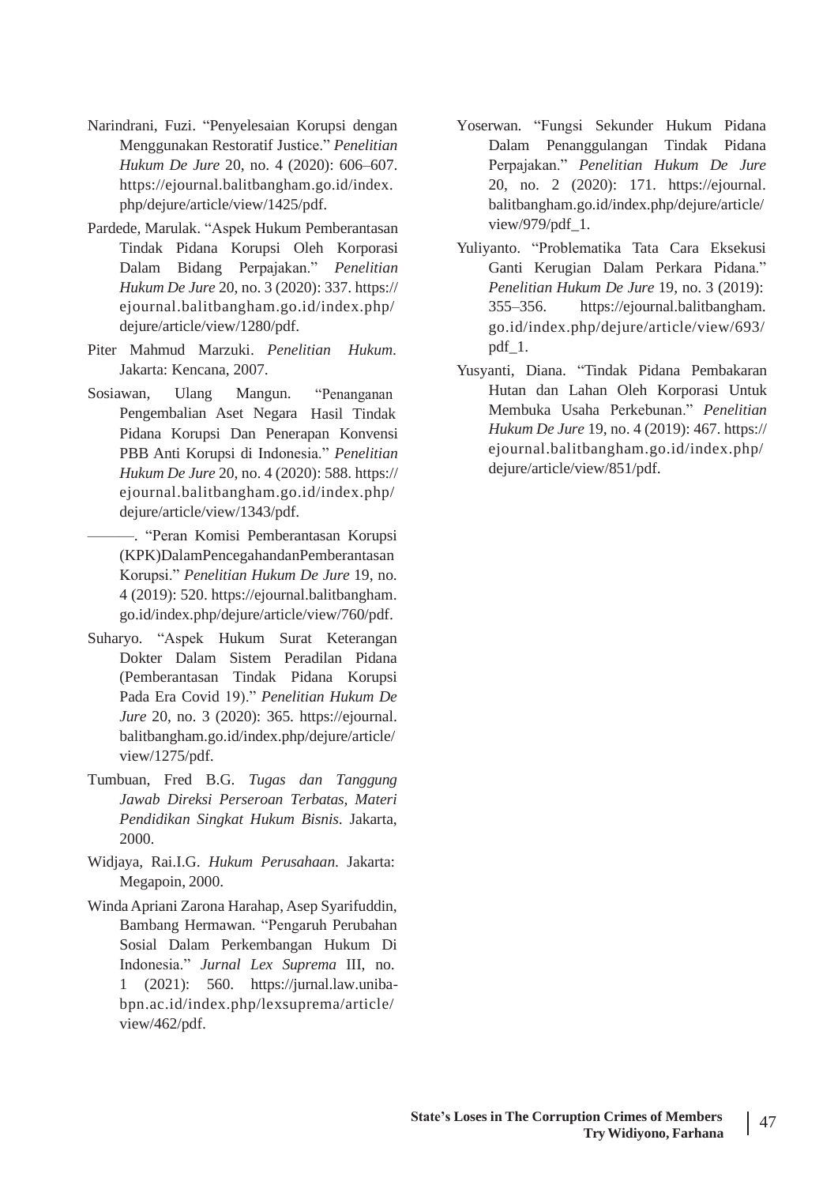Narindrani, Fuzi. "Penyelesaian Korupsi dengan Menggunakan Restoratif Justice." *Penelitian Hukum De Jure* 20, no. 4 (2020): 606–607. https://ejournal.balitbangham.go.id/index.php/dejure/article/view/1425/pdf.

Pardede, Marulak. "Aspek Hukum Pemberantasan Tindak Pidana Korupsi Oleh Korporasi Dalam Bidang Perpajakan." *Penelitian Hukum De Jure* 20, no. 3 (2020): 337. https://ejournal.balitbangham.go.id/index.php/dejure/article/view/1280/pdf.

Piter Mahmud Marzuki. *Penelitian Hukum*. Jakarta: Kencana, 2007.

Sosiawan, Ulang Mangun. "Penanganan Pengembalian Aset Negara Hasil Tindak Pidana Korupsi Dan Penerapan Konvensi PBB Anti Korupsi di Indonesia." *Penelitian Hukum De Jure* 20, no. 4 (2020): 588. https://ejournal.balitbangham.go.id/index.php/dejure/article/view/1343/pdf.

———. "Peran Komisi Pemberantasan Korupsi (KPK)DalamPencegahandanPemberantasan Korupsi." *Penelitian Hukum De Jure* 19, no. 4 (2019): 520. https://ejournal.balitbangham.go.id/index.php/dejure/article/view/760/pdf.

Suharyo. "Aspek Hukum Surat Keterangan Dokter Dalam Sistem Peradilan Pidana (Pemberantasan Tindak Pidana Korupsi Pada Era Covid 19)." *Penelitian Hukum De Jure* 20, no. 3 (2020): 365. https://ejournal.balitbangham.go.id/index.php/dejure/article/view/1275/pdf.

Tumbuan, Fred B.G. *Tugas dan Tanggung Jawab Direksi Perseroan Terbatas, Materi Pendidikan Singkat Hukum Bisnis*. Jakarta, 2000.

Widjaya, Rai.I.G. *Hukum Perusahaan.* Jakarta: Megapoin, 2000.

Winda Apriani Zarona Harahap, Asep Syarifuddin, Bambang Hermawan. "Pengaruh Perubahan Sosial Dalam Perkembangan Hukum Di Indonesia." *Jurnal Lex Suprema* III, no. 1 (2021): 560. https://jurnal.law.uniba-bpn.ac.id/index.php/lexsuprema/article/view/462/pdf.

Yoserwan. "Fungsi Sekunder Hukum Pidana Dalam Penanggulangan Tindak Pidana Perpajakan." *Penelitian Hukum De Jure* 20, no. 2 (2020): 171. https://ejournal.balitbangham.go.id/index.php/dejure/article/view/979/pdf_1.

Yuliyanto. "Problematika Tata Cara Eksekusi Ganti Kerugian Dalam Perkara Pidana." *Penelitian Hukum De Jure* 19, no. 3 (2019): 355–356. https://ejournal.balitbangham.go.id/index.php/dejure/article/view/693/pdf_1.

Yusyanti, Diana. "Tindak Pidana Pembakaran Hutan dan Lahan Oleh Korporasi Untuk Membuka Usaha Perkebunan." *Penelitian Hukum De Jure* 19, no. 4 (2019): 467. https://ejournal.balitbangham.go.id/index.php/dejure/article/view/851/pdf.